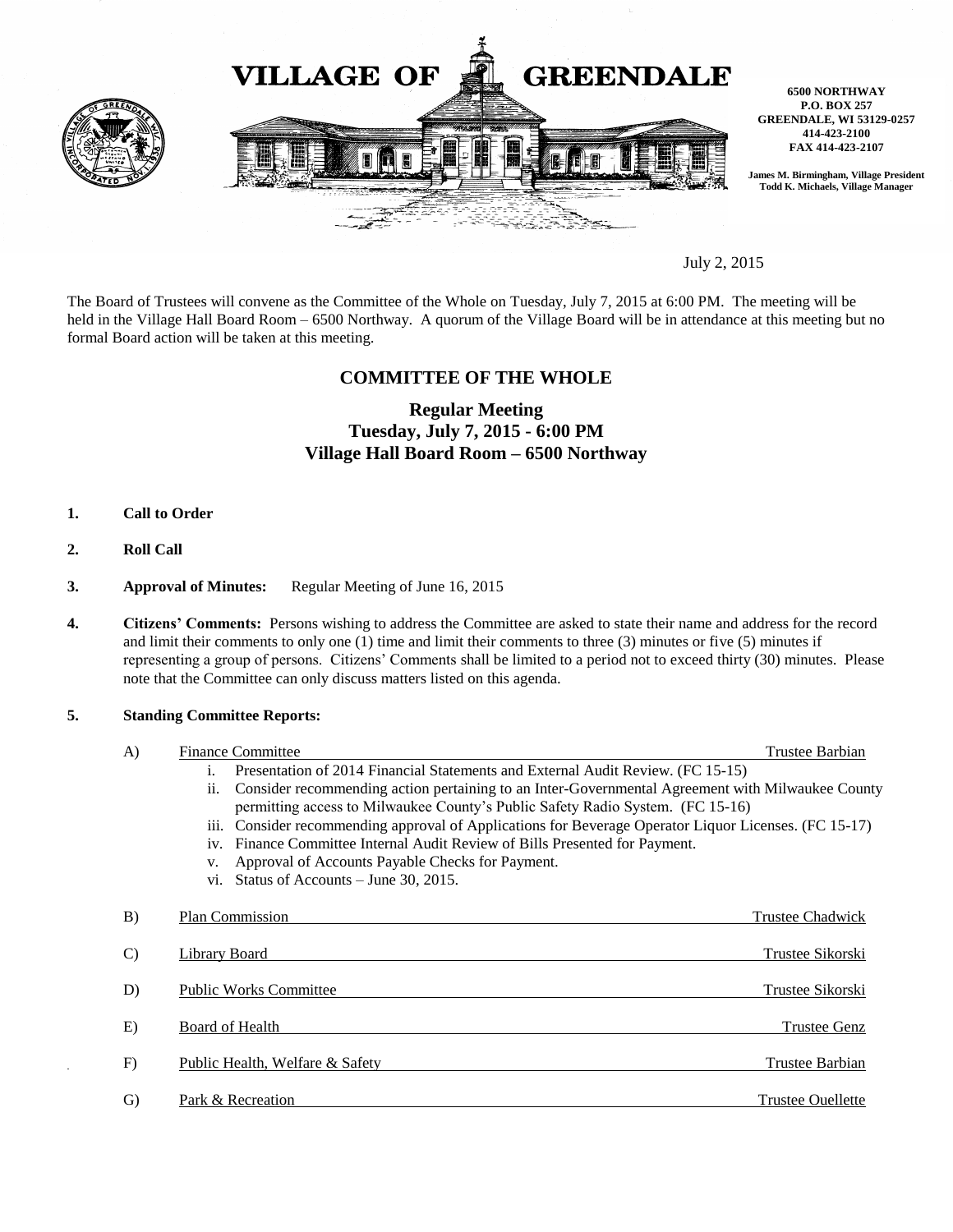# VILLAGE OF GREENDALE

**6500 NORTHWAY**
**P.O. BOX 257**
**GREENDALE, WI 53129-0257**
**414-423-2100**
**FAX 414-423-2107**

**James M. Birmingham, Village President**
**Todd K. Michaels, Village Manager**

July 2, 2015

The Board of Trustees will convene as the Committee of the Whole on Tuesday, July 7, 2015 at 6:00 PM. The meeting will be held in the Village Hall Board Room – 6500 Northway. A quorum of the Village Board will be in attendance at this meeting but no formal Board action will be taken at this meeting.

## COMMITTEE OF THE WHOLE

### Regular Meeting
### Tuesday, July 7, 2015 - 6:00 PM
### Village Hall Board Room – 6500 Northway

1. **Call to Order**

2. **Roll Call**

3. **Approval of Minutes:** Regular Meeting of June 16, 2015

4. **Citizens' Comments:** Persons wishing to address the Committee are asked to state their name and address for the record and limit their comments to only one (1) time and limit their comments to three (3) minutes or five (5) minutes if representing a group of persons. Citizens' Comments shall be limited to a period not to exceed thirty (30) minutes. Please note that the Committee can only discuss matters listed on this agenda.

5. **Standing Committee Reports:**

   A) Finance Committee — Trustee Barbian
      i. Presentation of 2014 Financial Statements and External Audit Review. (FC 15-15)
      ii. Consider recommending action pertaining to an Inter-Governmental Agreement with Milwaukee County permitting access to Milwaukee County's Public Safety Radio System. (FC 15-16)
      iii. Consider recommending approval of Applications for Beverage Operator Liquor Licenses. (FC 15-17)
      iv. Finance Committee Internal Audit Review of Bills Presented for Payment.
      v. Approval of Accounts Payable Checks for Payment.
      vi. Status of Accounts – June 30, 2015.

   B) Plan Commission — Trustee Chadwick

   C) Library Board — Trustee Sikorski

   D) Public Works Committee — Trustee Sikorski

   E) Board of Health — Trustee Genz

   F) Public Health, Welfare & Safety — Trustee Barbian

   G) Park & Recreation — Trustee Ouellette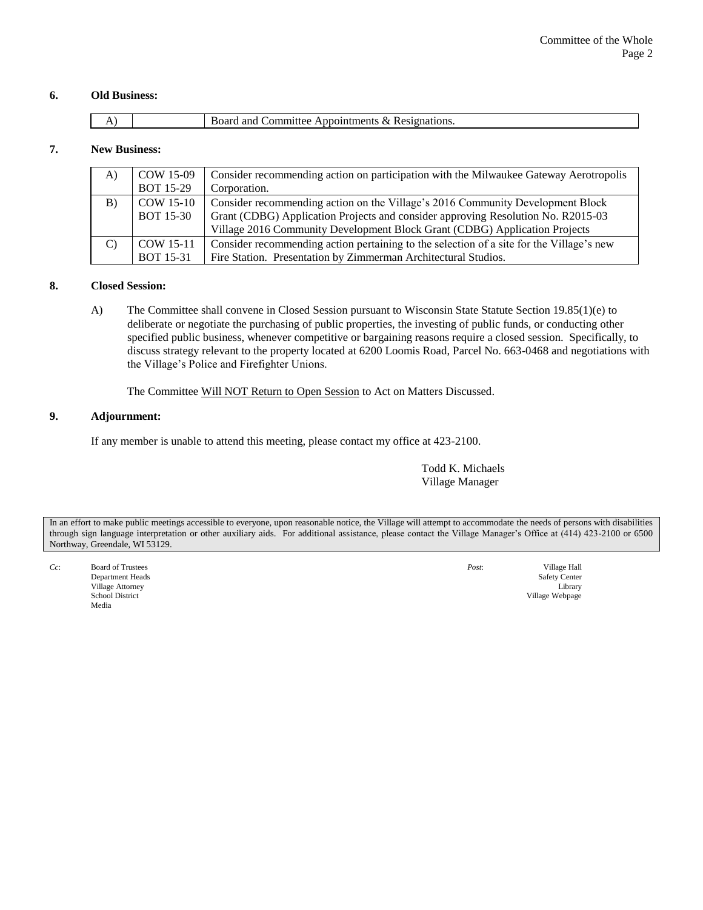**6. Old Business:**

| | | |
|---|---|---|
| A) | | Board and Committee Appointments & Resignations. |

**7. New Business:**

| | | |
|---|---|---|
| A) | COW 15-09<br>BOT 15-29 | Consider recommending action on participation with the Milwaukee Gateway Aerotropolis Corporation. |
| B) | COW 15-10<br>BOT 15-30 | Consider recommending action on the Village's 2016 Community Development Block Grant (CDBG) Application Projects and consider approving Resolution No. R2015-03 Village 2016 Community Development Block Grant (CDBG) Application Projects |
| C) | COW 15-11<br>BOT 15-31 | Consider recommending action pertaining to the selection of a site for the Village's new Fire Station. Presentation by Zimmerman Architectural Studios. |

**8. Closed Session:**

A) The Committee shall convene in Closed Session pursuant to Wisconsin State Statute Section 19.85(1)(e) to deliberate or negotiate the purchasing of public properties, the investing of public funds, or conducting other specified public business, whenever competitive or bargaining reasons require a closed session. Specifically, to discuss strategy relevant to the property located at 6200 Loomis Road, Parcel No. 663-0468 and negotiations with the Village's Police and Firefighter Unions.

The Committee Will NOT Return to Open Session to Act on Matters Discussed.

**9. Adjournment:**

If any member is unable to attend this meeting, please contact my office at 423-2100.

Todd K. Michaels
Village Manager

In an effort to make public meetings accessible to everyone, upon reasonable notice, the Village will attempt to accommodate the needs of persons with disabilities through sign language interpretation or other auxiliary aids. For additional assistance, please contact the Village Manager's Office at (414) 423-2100 or 6500 Northway, Greendale, WI 53129.

*Cc*: Board of Trustees
Department Heads
Village Attorney
School District
Media

*Post*: Village Hall
Safety Center
Library
Village Webpage